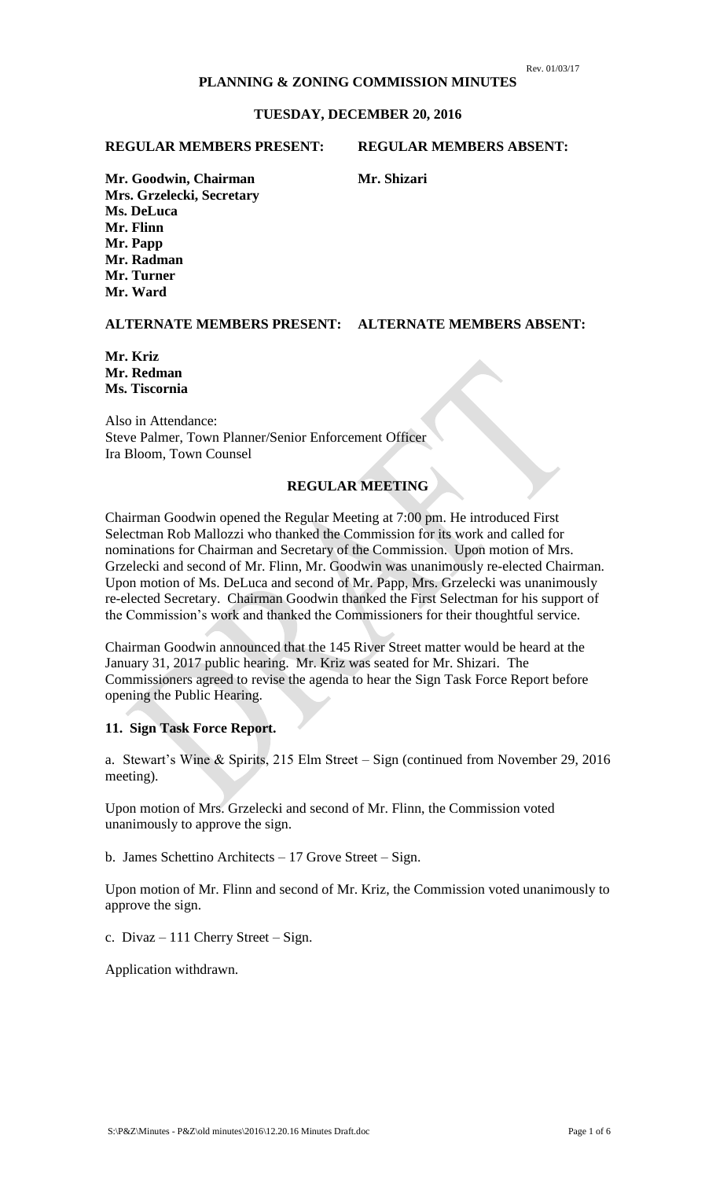Rev. 01/03/17

# PLANNING & ZONING COMMISSION MINUTES

## TUESDAY, DECEMBER 20, 2016

| REGULAR MEMBERS PRESENT: | REGULAR MEMBERS ABSENT: |
|---|---|
| Mr. Goodwin, Chairman | Mr. Shizari |
| Mrs. Grzelecki, Secretary | |
| Ms. DeLuca | |
| Mr. Flinn | |
| Mr. Papp | |
| Mr. Radman | |
| Mr. Turner | |
| Mr. Ward | |

| ALTERNATE MEMBERS PRESENT: | ALTERNATE MEMBERS ABSENT: |
|---|---|
| Mr. Kriz | |
| Mr. Redman | |
| Ms. Tiscornia | |

Also in Attendance:
Steve Palmer, Town Planner/Senior Enforcement Officer
Ira Bloom, Town Counsel

## REGULAR MEETING

Chairman Goodwin opened the Regular Meeting at 7:00 pm. He introduced First Selectman Rob Mallozzi who thanked the Commission for its work and called for nominations for Chairman and Secretary of the Commission. Upon motion of Mrs. Grzelecki and second of Mr. Flinn, Mr. Goodwin was unanimously re-elected Chairman. Upon motion of Ms. DeLuca and second of Mr. Papp, Mrs. Grzelecki was unanimously re-elected Secretary. Chairman Goodwin thanked the First Selectman for his support of the Commission's work and thanked the Commissioners for their thoughtful service.

Chairman Goodwin announced that the 145 River Street matter would be heard at the January 31, 2017 public hearing. Mr. Kriz was seated for Mr. Shizari. The Commissioners agreed to revise the agenda to hear the Sign Task Force Report before opening the Public Hearing.

### 11. Sign Task Force Report.

a. Stewart's Wine & Spirits, 215 Elm Street – Sign (continued from November 29, 2016 meeting).

Upon motion of Mrs. Grzelecki and second of Mr. Flinn, the Commission voted unanimously to approve the sign.

b. James Schettino Architects – 17 Grove Street – Sign.

Upon motion of Mr. Flinn and second of Mr. Kriz, the Commission voted unanimously to approve the sign.

c. Divaz – 111 Cherry Street – Sign.

Application withdrawn.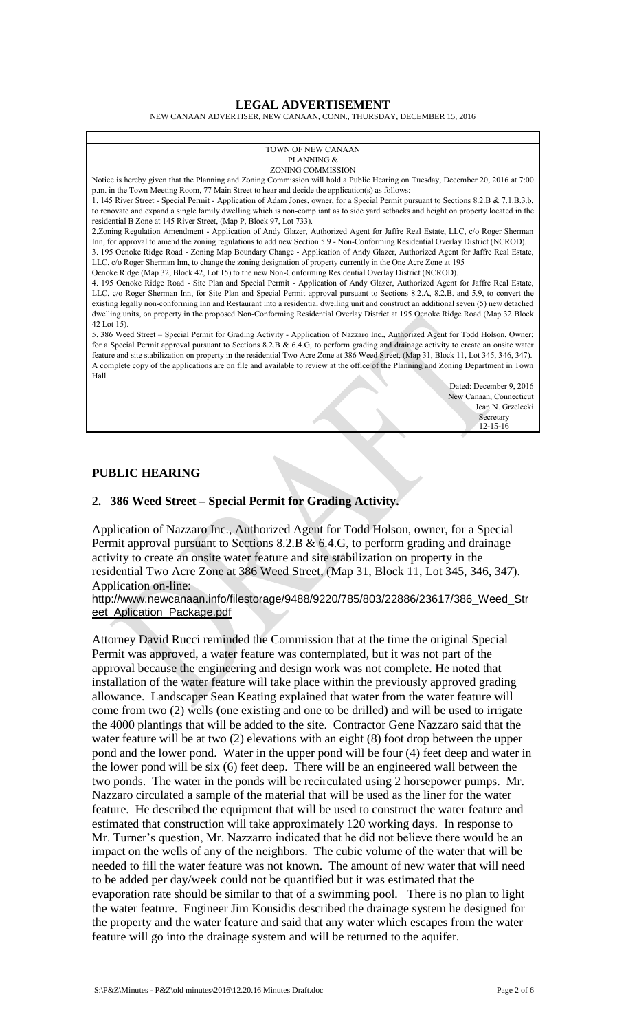## LEGAL ADVERTISEMENT

NEW CANAAN ADVERTISER, NEW CANAAN, CONN., THURSDAY, DECEMBER 15, 2016

TOWN OF NEW CANAAN
PLANNING &
ZONING COMMISSION

Notice is hereby given that the Planning and Zoning Commission will hold a Public Hearing on Tuesday, December 20, 2016 at 7:00 p.m. in the Town Meeting Room, 77 Main Street to hear and decide the application(s) as follows:

1. 145 River Street - Special Permit - Application of Adam Jones, owner, for a Special Permit pursuant to Sections 8.2.B & 7.1.B.3.b, to renovate and expand a single family dwelling which is non-compliant as to side yard setbacks and height on property located in the residential B Zone at 145 River Street, (Map P, Block 97, Lot 733).

2. Zoning Regulation Amendment - Application of Andy Glazer, Authorized Agent for Jaffre Real Estate, LLC, c/o Roger Sherman Inn, for approval to amend the zoning regulations to add new Section 5.9 - Non-Conforming Residential Overlay District (NCROD).

3. 195 Oenoke Ridge Road - Zoning Map Boundary Change - Application of Andy Glazer, Authorized Agent for Jaffre Real Estate, LLC, c/o Roger Sherman Inn, to change the zoning designation of property currently in the One Acre Zone at 195 Oenoke Ridge (Map 32, Block 42, Lot 15) to the new Non-Conforming Residential Overlay District (NCROD).

4. 195 Oenoke Ridge Road - Site Plan and Special Permit - Application of Andy Glazer, Authorized Agent for Jaffre Real Estate, LLC, c/o Roger Sherman Inn, for Site Plan and Special Permit approval pursuant to Sections 8.2.A, 8.2.B. and 5.9, to convert the existing legally non-conforming Inn and Restaurant into a residential dwelling unit and construct an additional seven (5) new detached dwelling units, on property in the proposed Non-Conforming Residential Overlay District at 195 Oenoke Ridge Road (Map 32 Block 42 Lot 15).

5. 386 Weed Street – Special Permit for Grading Activity - Application of Nazzaro Inc., Authorized Agent for Todd Holson, Owner; for a Special Permit approval pursuant to Sections 8.2.B & 6.4.G, to perform grading and drainage activity to create an onsite water feature and site stabilization on property in the residential Two Acre Zone at 386 Weed Street, (Map 31, Block 11, Lot 345, 346, 347).

A complete copy of the applications are on file and available to review at the office of the Planning and Zoning Department in Town Hall.

Dated: December 9, 2016
New Canaan, Connecticut
Jean N. Grzelecki
Secretary
12-15-16

## PUBLIC HEARING

### 2. 386 Weed Street – Special Permit for Grading Activity.

Application of Nazzaro Inc., Authorized Agent for Todd Holson, owner, for a Special Permit approval pursuant to Sections 8.2.B & 6.4.G, to perform grading and drainage activity to create an onsite water feature and site stabilization on property in the residential Two Acre Zone at 386 Weed Street, (Map 31, Block 11, Lot 345, 346, 347).
Application on-line:
http://www.newcanaan.info/filestorage/9488/9220/785/803/22886/23617/386_Weed_Street_Aplication_Package.pdf

Attorney David Rucci reminded the Commission that at the time the original Special Permit was approved, a water feature was contemplated, but it was not part of the approval because the engineering and design work was not complete. He noted that installation of the water feature will take place within the previously approved grading allowance. Landscaper Sean Keating explained that water from the water feature will come from two (2) wells (one existing and one to be drilled) and will be used to irrigate the 4000 plantings that will be added to the site. Contractor Gene Nazzaro said that the water feature will be at two (2) elevations with an eight (8) foot drop between the upper pond and the lower pond. Water in the upper pond will be four (4) feet deep and water in the lower pond will be six (6) feet deep. There will be an engineered wall between the two ponds. The water in the ponds will be recirculated using 2 horsepower pumps. Mr. Nazzaro circulated a sample of the material that will be used as the liner for the water feature. He described the equipment that will be used to construct the water feature and estimated that construction will take approximately 120 working days. In response to Mr. Turner's question, Mr. Nazzarro indicated that he did not believe there would be an impact on the wells of any of the neighbors. The cubic volume of the water that will be needed to fill the water feature was not known. The amount of new water that will need to be added per day/week could not be quantified but it was estimated that the evaporation rate should be similar to that of a swimming pool. There is no plan to light the water feature. Engineer Jim Kousidis described the drainage system he designed for the property and the water feature and said that any water which escapes from the water feature will go into the drainage system and will be returned to the aquifer.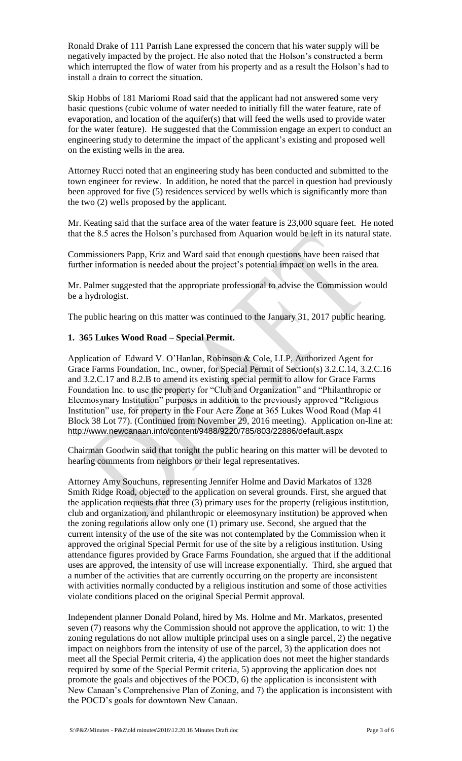Ronald Drake of 111 Parrish Lane expressed the concern that his water supply will be negatively impacted by the project. He also noted that the Holson's constructed a berm which interrupted the flow of water from his property and as a result the Holson's had to install a drain to correct the situation.

Skip Hobbs of 181 Mariomi Road said that the applicant had not answered some very basic questions (cubic volume of water needed to initially fill the water feature, rate of evaporation, and location of the aquifer(s) that will feed the wells used to provide water for the water feature). He suggested that the Commission engage an expert to conduct an engineering study to determine the impact of the applicant's existing and proposed well on the existing wells in the area.

Attorney Rucci noted that an engineering study has been conducted and submitted to the town engineer for review. In addition, he noted that the parcel in question had previously been approved for five (5) residences serviced by wells which is significantly more than the two (2) wells proposed by the applicant.

Mr. Keating said that the surface area of the water feature is 23,000 square feet. He noted that the 8.5 acres the Holson's purchased from Aquarion would be left in its natural state.

Commissioners Papp, Kriz and Ward said that enough questions have been raised that further information is needed about the project's potential impact on wells in the area.

Mr. Palmer suggested that the appropriate professional to advise the Commission would be a hydrologist.

The public hearing on this matter was continued to the January 31, 2017 public hearing.

**1. 365 Lukes Wood Road – Special Permit.**

Application of Edward V. O'Hanlan, Robinson & Cole, LLP, Authorized Agent for Grace Farms Foundation, Inc., owner, for Special Permit of Section(s) 3.2.C.14, 3.2.C.16 and 3.2.C.17 and 8.2.B to amend its existing special permit to allow for Grace Farms Foundation Inc. to use the property for "Club and Organization" and "Philanthropic or Eleemosynary Institution" purposes in addition to the previously approved "Religious Institution" use, for property in the Four Acre Zone at 365 Lukes Wood Road (Map 41 Block 38 Lot 77). (Continued from November 29, 2016 meeting). Application on-line at: http://www.newcanaan.info/content/9488/9220/785/803/22886/default.aspx

Chairman Goodwin said that tonight the public hearing on this matter will be devoted to hearing comments from neighbors or their legal representatives.

Attorney Amy Souchuns, representing Jennifer Holme and David Markatos of 1328 Smith Ridge Road, objected to the application on several grounds. First, she argued that the application requests that three (3) primary uses for the property (religious institution, club and organization, and philanthropic or eleemosynary institution) be approved when the zoning regulations allow only one (1) primary use. Second, she argued that the current intensity of the use of the site was not contemplated by the Commission when it approved the original Special Permit for use of the site by a religious institution. Using attendance figures provided by Grace Farms Foundation, she argued that if the additional uses are approved, the intensity of use will increase exponentially. Third, she argued that a number of the activities that are currently occurring on the property are inconsistent with activities normally conducted by a religious institution and some of those activities violate conditions placed on the original Special Permit approval.

Independent planner Donald Poland, hired by Ms. Holme and Mr. Markatos, presented seven (7) reasons why the Commission should not approve the application, to wit: 1) the zoning regulations do not allow multiple principal uses on a single parcel, 2) the negative impact on neighbors from the intensity of use of the parcel, 3) the application does not meet all the Special Permit criteria, 4) the application does not meet the higher standards required by some of the Special Permit criteria, 5) approving the application does not promote the goals and objectives of the POCD, 6) the application is inconsistent with New Canaan's Comprehensive Plan of Zoning, and 7) the application is inconsistent with the POCD's goals for downtown New Canaan.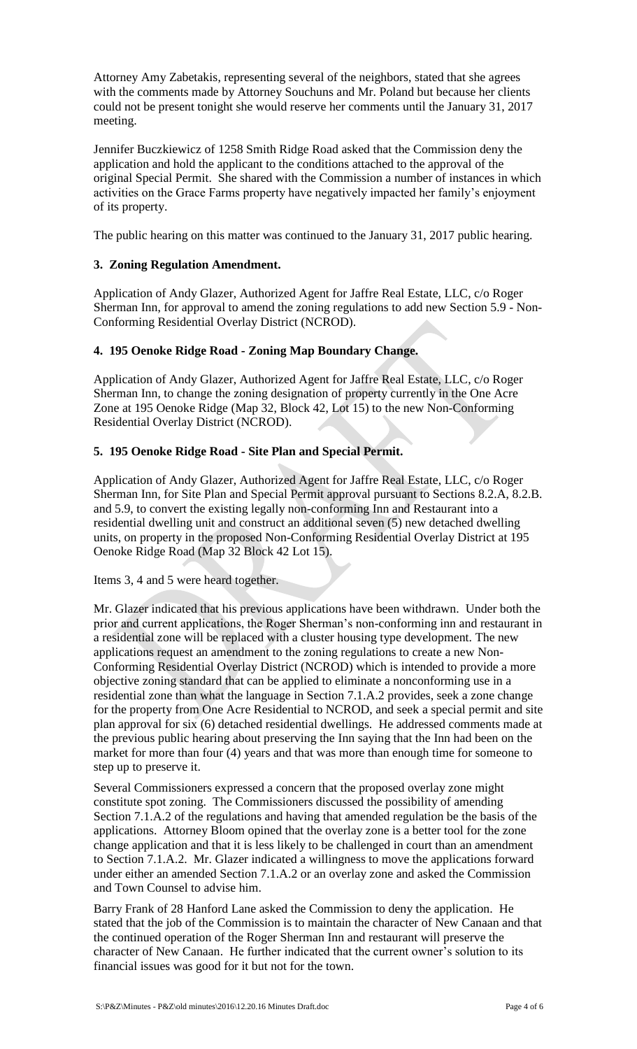Attorney Amy Zabetakis, representing several of the neighbors, stated that she agrees with the comments made by Attorney Souchuns and Mr. Poland but because her clients could not be present tonight she would reserve her comments until the January 31, 2017 meeting.

Jennifer Buczkiewicz of 1258 Smith Ridge Road asked that the Commission deny the application and hold the applicant to the conditions attached to the approval of the original Special Permit. She shared with the Commission a number of instances in which activities on the Grace Farms property have negatively impacted her family's enjoyment of its property.

The public hearing on this matter was continued to the January 31, 2017 public hearing.

**3. Zoning Regulation Amendment.**

Application of Andy Glazer, Authorized Agent for Jaffre Real Estate, LLC, c/o Roger Sherman Inn, for approval to amend the zoning regulations to add new Section 5.9 - Non-Conforming Residential Overlay District (NCROD).

**4. 195 Oenoke Ridge Road - Zoning Map Boundary Change.**

Application of Andy Glazer, Authorized Agent for Jaffre Real Estate, LLC, c/o Roger Sherman Inn, to change the zoning designation of property currently in the One Acre Zone at 195 Oenoke Ridge (Map 32, Block 42, Lot 15) to the new Non-Conforming Residential Overlay District (NCROD).

**5. 195 Oenoke Ridge Road - Site Plan and Special Permit.**

Application of Andy Glazer, Authorized Agent for Jaffre Real Estate, LLC, c/o Roger Sherman Inn, for Site Plan and Special Permit approval pursuant to Sections 8.2.A, 8.2.B. and 5.9, to convert the existing legally non-conforming Inn and Restaurant into a residential dwelling unit and construct an additional seven (5) new detached dwelling units, on property in the proposed Non-Conforming Residential Overlay District at 195 Oenoke Ridge Road (Map 32 Block 42 Lot 15).

Items 3, 4 and 5 were heard together.

Mr. Glazer indicated that his previous applications have been withdrawn. Under both the prior and current applications, the Roger Sherman's non-conforming inn and restaurant in a residential zone will be replaced with a cluster housing type development. The new applications request an amendment to the zoning regulations to create a new Non-Conforming Residential Overlay District (NCROD) which is intended to provide a more objective zoning standard that can be applied to eliminate a nonconforming use in a residential zone than what the language in Section 7.1.A.2 provides, seek a zone change for the property from One Acre Residential to NCROD, and seek a special permit and site plan approval for six (6) detached residential dwellings. He addressed comments made at the previous public hearing about preserving the Inn saying that the Inn had been on the market for more than four (4) years and that was more than enough time for someone to step up to preserve it.

Several Commissioners expressed a concern that the proposed overlay zone might constitute spot zoning. The Commissioners discussed the possibility of amending Section 7.1.A.2 of the regulations and having that amended regulation be the basis of the applications. Attorney Bloom opined that the overlay zone is a better tool for the zone change application and that it is less likely to be challenged in court than an amendment to Section 7.1.A.2. Mr. Glazer indicated a willingness to move the applications forward under either an amended Section 7.1.A.2 or an overlay zone and asked the Commission and Town Counsel to advise him.

Barry Frank of 28 Hanford Lane asked the Commission to deny the application. He stated that the job of the Commission is to maintain the character of New Canaan and that the continued operation of the Roger Sherman Inn and restaurant will preserve the character of New Canaan. He further indicated that the current owner's solution to its financial issues was good for it but not for the town.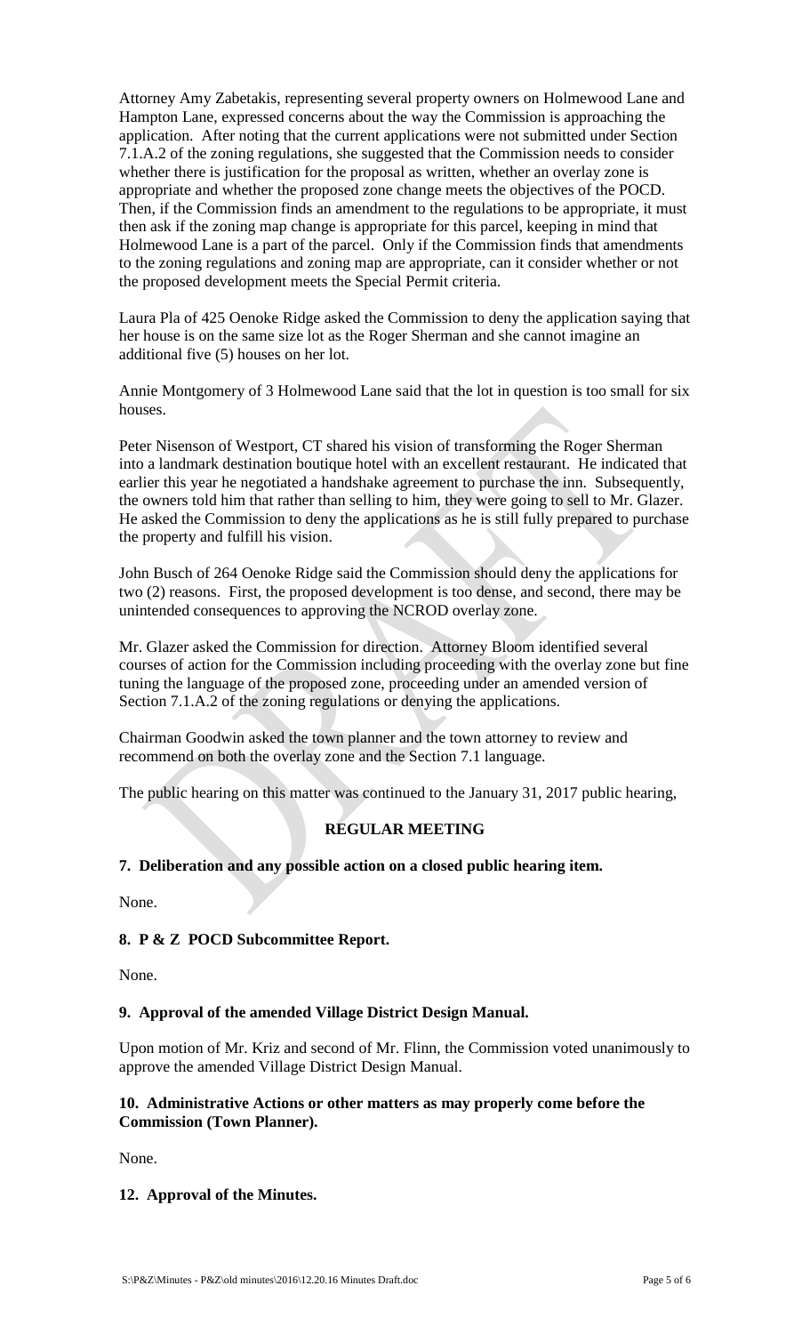Attorney Amy Zabetakis, representing several property owners on Holmewood Lane and Hampton Lane, expressed concerns about the way the Commission is approaching the application. After noting that the current applications were not submitted under Section 7.1.A.2 of the zoning regulations, she suggested that the Commission needs to consider whether there is justification for the proposal as written, whether an overlay zone is appropriate and whether the proposed zone change meets the objectives of the POCD. Then, if the Commission finds an amendment to the regulations to be appropriate, it must then ask if the zoning map change is appropriate for this parcel, keeping in mind that Holmewood Lane is a part of the parcel. Only if the Commission finds that amendments to the zoning regulations and zoning map are appropriate, can it consider whether or not the proposed development meets the Special Permit criteria.

Laura Pla of 425 Oenoke Ridge asked the Commission to deny the application saying that her house is on the same size lot as the Roger Sherman and she cannot imagine an additional five (5) houses on her lot.

Annie Montgomery of 3 Holmewood Lane said that the lot in question is too small for six houses.

Peter Nisenson of Westport, CT shared his vision of transforming the Roger Sherman into a landmark destination boutique hotel with an excellent restaurant. He indicated that earlier this year he negotiated a handshake agreement to purchase the inn. Subsequently, the owners told him that rather than selling to him, they were going to sell to Mr. Glazer. He asked the Commission to deny the applications as he is still fully prepared to purchase the property and fulfill his vision.

John Busch of 264 Oenoke Ridge said the Commission should deny the applications for two (2) reasons. First, the proposed development is too dense, and second, there may be unintended consequences to approving the NCROD overlay zone.

Mr. Glazer asked the Commission for direction. Attorney Bloom identified several courses of action for the Commission including proceeding with the overlay zone but fine tuning the language of the proposed zone, proceeding under an amended version of Section 7.1.A.2 of the zoning regulations or denying the applications.

Chairman Goodwin asked the town planner and the town attorney to review and recommend on both the overlay zone and the Section 7.1 language.

The public hearing on this matter was continued to the January 31, 2017 public hearing,

## REGULAR MEETING

**7. Deliberation and any possible action on a closed public hearing item.**

None.

**8. P & Z POCD Subcommittee Report.**

None.

**9. Approval of the amended Village District Design Manual.**

Upon motion of Mr. Kriz and second of Mr. Flinn, the Commission voted unanimously to approve the amended Village District Design Manual.

**10. Administrative Actions or other matters as may properly come before the Commission (Town Planner).**

None.

**12. Approval of the Minutes.**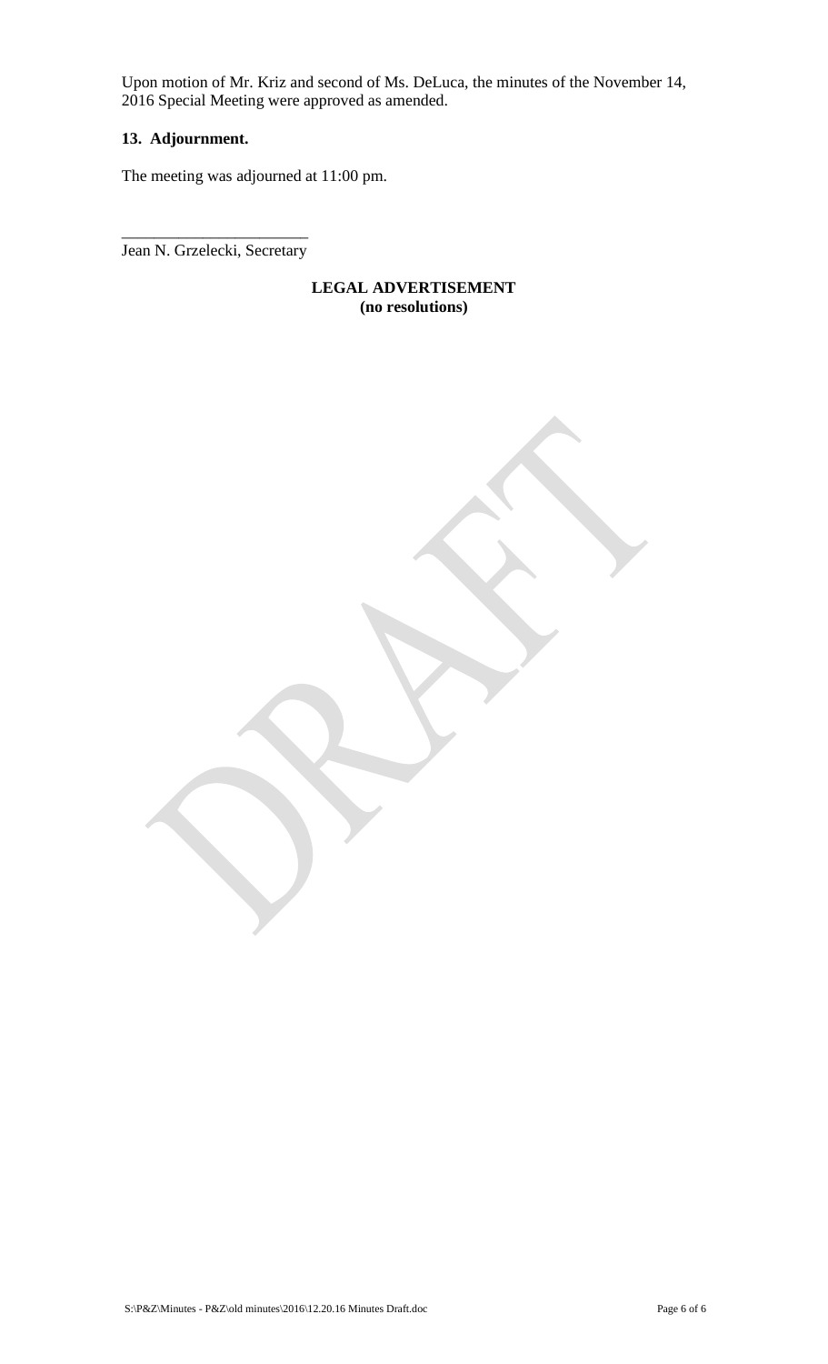Upon motion of Mr. Kriz and second of Ms. DeLuca, the minutes of the November 14, 2016 Special Meeting were approved as amended.

**13. Adjournment.**

The meeting was adjourned at 11:00 pm.

_______________________
Jean N. Grzelecki, Secretary

**LEGAL ADVERTISEMENT**
**(no resolutions)**